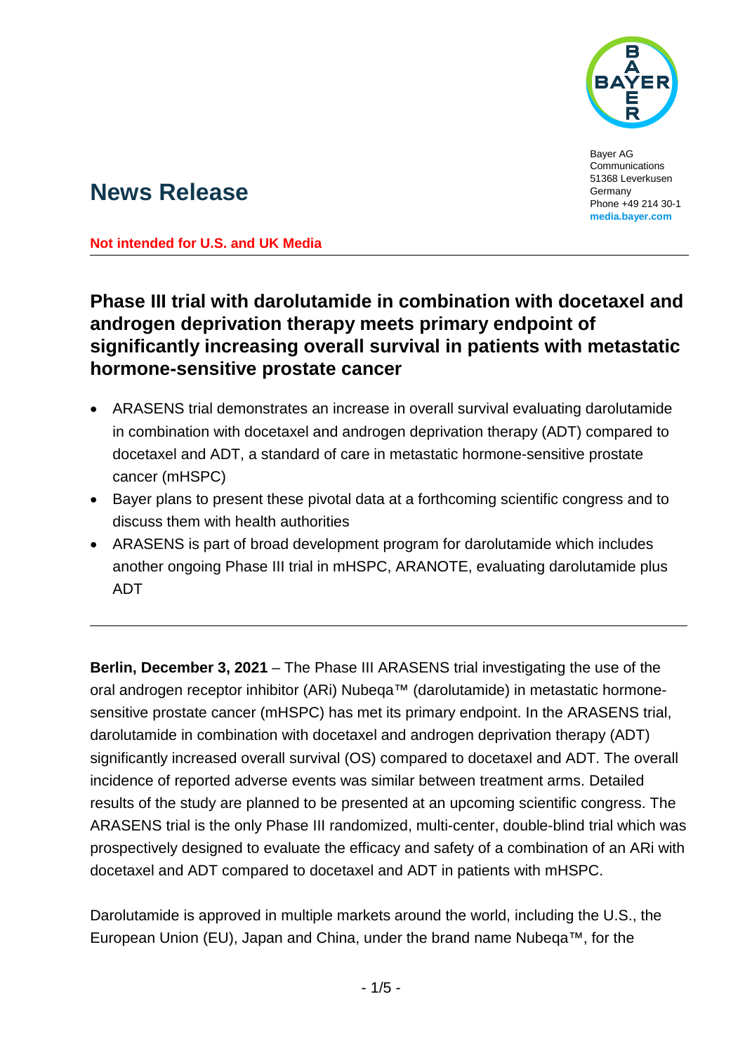Bayer AG
Communications
51368 Leverkusen
Germany
Phone +49 214 30-1
**media.bayer.com**

# News Release

**Not intended for U.S. and UK Media**

## Phase III trial with darolutamide in combination with docetaxel and androgen deprivation therapy meets primary endpoint of significantly increasing overall survival in patients with metastatic hormone-sensitive prostate cancer

- ARASENS trial demonstrates an increase in overall survival evaluating darolutamide in combination with docetaxel and androgen deprivation therapy (ADT) compared to docetaxel and ADT, a standard of care in metastatic hormone-sensitive prostate cancer (mHSPC)
- Bayer plans to present these pivotal data at a forthcoming scientific congress and to discuss them with health authorities
- ARASENS is part of broad development program for darolutamide which includes another ongoing Phase III trial in mHSPC, ARANOTE, evaluating darolutamide plus ADT

---

**Berlin, December 3, 2021** – The Phase III ARASENS trial investigating the use of the oral androgen receptor inhibitor (ARi) Nubeqa™ (darolutamide) in metastatic hormone-sensitive prostate cancer (mHSPC) has met its primary endpoint. In the ARASENS trial, darolutamide in combination with docetaxel and androgen deprivation therapy (ADT) significantly increased overall survival (OS) compared to docetaxel and ADT. The overall incidence of reported adverse events was similar between treatment arms. Detailed results of the study are planned to be presented at an upcoming scientific congress. The ARASENS trial is the only Phase III randomized, multi-center, double-blind trial which was prospectively designed to evaluate the efficacy and safety of a combination of an ARi with docetaxel and ADT compared to docetaxel and ADT in patients with mHSPC.

Darolutamide is approved in multiple markets around the world, including the U.S., the European Union (EU), Japan and China, under the brand name Nubeqa™, for the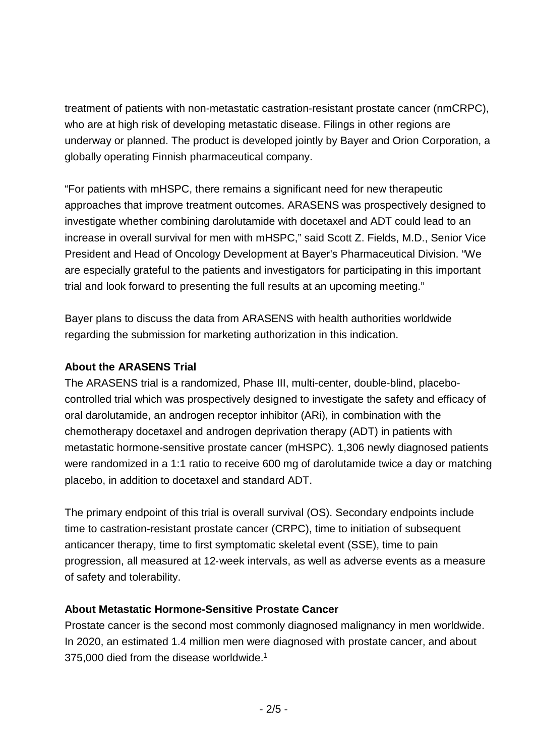treatment of patients with non-metastatic castration-resistant prostate cancer (nmCRPC), who are at high risk of developing metastatic disease. Filings in other regions are underway or planned. The product is developed jointly by Bayer and Orion Corporation, a globally operating Finnish pharmaceutical company.

"For patients with mHSPC, there remains a significant need for new therapeutic approaches that improve treatment outcomes. ARASENS was prospectively designed to investigate whether combining darolutamide with docetaxel and ADT could lead to an increase in overall survival for men with mHSPC," said Scott Z. Fields, M.D., Senior Vice President and Head of Oncology Development at Bayer's Pharmaceutical Division. "We are especially grateful to the patients and investigators for participating in this important trial and look forward to presenting the full results at an upcoming meeting."

Bayer plans to discuss the data from ARASENS with health authorities worldwide regarding the submission for marketing authorization in this indication.

**About the ARASENS Trial**

The ARASENS trial is a randomized, Phase III, multi-center, double-blind, placebo-controlled trial which was prospectively designed to investigate the safety and efficacy of oral darolutamide, an androgen receptor inhibitor (ARi), in combination with the chemotherapy docetaxel and androgen deprivation therapy (ADT) in patients with metastatic hormone-sensitive prostate cancer (mHSPC). 1,306 newly diagnosed patients were randomized in a 1:1 ratio to receive 600 mg of darolutamide twice a day or matching placebo, in addition to docetaxel and standard ADT.

The primary endpoint of this trial is overall survival (OS). Secondary endpoints include time to castration-resistant prostate cancer (CRPC), time to initiation of subsequent anticancer therapy, time to first symptomatic skeletal event (SSE), time to pain progression, all measured at 12-week intervals, as well as adverse events as a measure of safety and tolerability.

**About Metastatic Hormone-Sensitive Prostate Cancer**

Prostate cancer is the second most commonly diagnosed malignancy in men worldwide. In 2020, an estimated 1.4 million men were diagnosed with prostate cancer, and about 375,000 died from the disease worldwide.[1]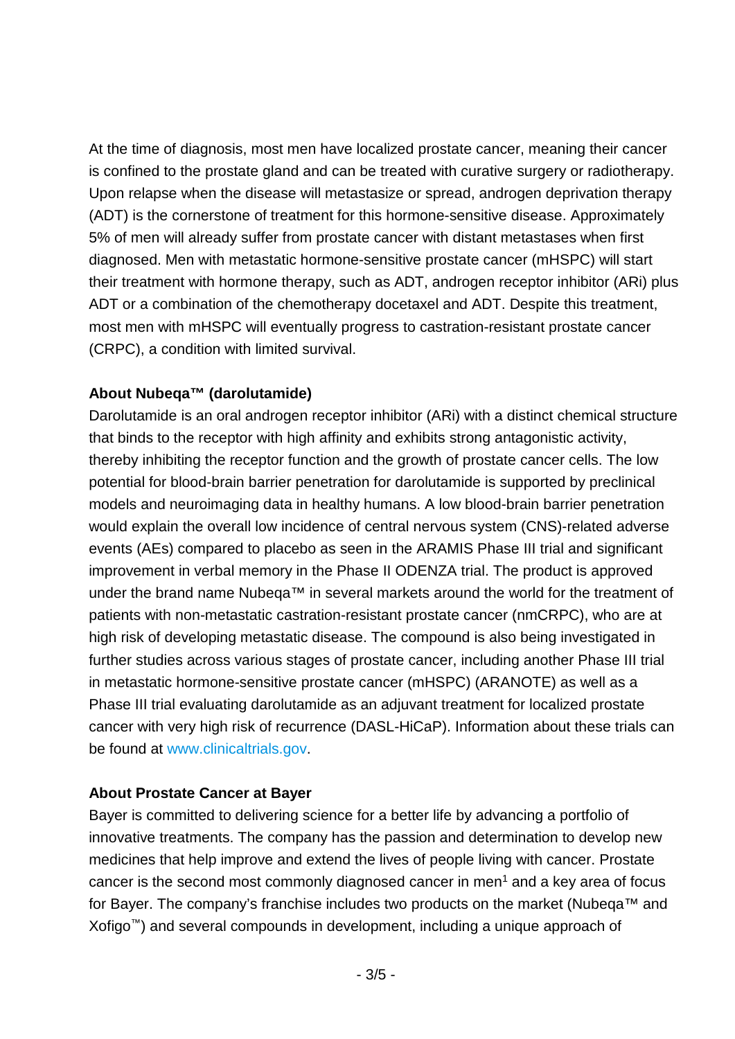At the time of diagnosis, most men have localized prostate cancer, meaning their cancer is confined to the prostate gland and can be treated with curative surgery or radiotherapy. Upon relapse when the disease will metastasize or spread, androgen deprivation therapy (ADT) is the cornerstone of treatment for this hormone-sensitive disease. Approximately 5% of men will already suffer from prostate cancer with distant metastases when first diagnosed. Men with metastatic hormone-sensitive prostate cancer (mHSPC) will start their treatment with hormone therapy, such as ADT, androgen receptor inhibitor (ARi) plus ADT or a combination of the chemotherapy docetaxel and ADT. Despite this treatment, most men with mHSPC will eventually progress to castration-resistant prostate cancer (CRPC), a condition with limited survival.

**About Nubeqa™ (darolutamide)**

Darolutamide is an oral androgen receptor inhibitor (ARi) with a distinct chemical structure that binds to the receptor with high affinity and exhibits strong antagonistic activity, thereby inhibiting the receptor function and the growth of prostate cancer cells. The low potential for blood-brain barrier penetration for darolutamide is supported by preclinical models and neuroimaging data in healthy humans. A low blood-brain barrier penetration would explain the overall low incidence of central nervous system (CNS)-related adverse events (AEs) compared to placebo as seen in the ARAMIS Phase III trial and significant improvement in verbal memory in the Phase II ODENZA trial. The product is approved under the brand name Nubeqa™ in several markets around the world for the treatment of patients with non-metastatic castration-resistant prostate cancer (nmCRPC), who are at high risk of developing metastatic disease. The compound is also being investigated in further studies across various stages of prostate cancer, including another Phase III trial in metastatic hormone-sensitive prostate cancer (mHSPC) (ARANOTE) as well as a Phase III trial evaluating darolutamide as an adjuvant treatment for localized prostate cancer with very high risk of recurrence (DASL-HiCaP). Information about these trials can be found at www.clinicaltrials.gov.

**About Prostate Cancer at Bayer**

Bayer is committed to delivering science for a better life by advancing a portfolio of innovative treatments. The company has the passion and determination to develop new medicines that help improve and extend the lives of people living with cancer. Prostate cancer is the second most commonly diagnosed cancer in men[1] and a key area of focus for Bayer. The company's franchise includes two products on the market (Nubeqa™ and Xofigo™) and several compounds in development, including a unique approach of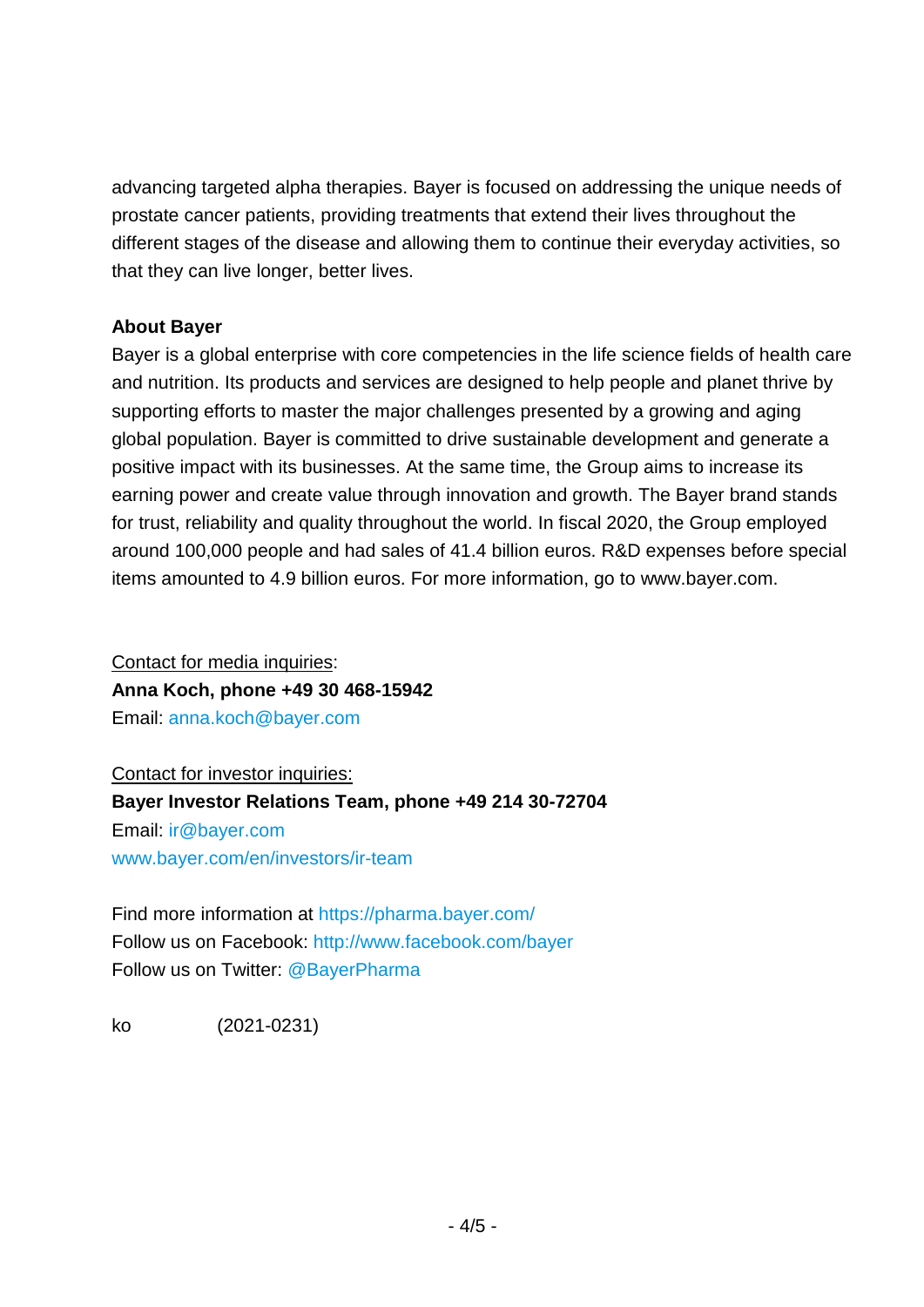advancing targeted alpha therapies. Bayer is focused on addressing the unique needs of prostate cancer patients, providing treatments that extend their lives throughout the different stages of the disease and allowing them to continue their everyday activities, so that they can live longer, better lives.

**About Bayer**
Bayer is a global enterprise with core competencies in the life science fields of health care and nutrition. Its products and services are designed to help people and planet thrive by supporting efforts to master the major challenges presented by a growing and aging global population. Bayer is committed to drive sustainable development and generate a positive impact with its businesses. At the same time, the Group aims to increase its earning power and create value through innovation and growth. The Bayer brand stands for trust, reliability and quality throughout the world. In fiscal 2020, the Group employed around 100,000 people and had sales of 41.4 billion euros. R&D expenses before special items amounted to 4.9 billion euros. For more information, go to www.bayer.com.

Contact for media inquiries:
**Anna Koch, phone +49 30 468-15942**
Email: anna.koch@bayer.com

Contact for investor inquiries:
**Bayer Investor Relations Team, phone +49 214 30-72704**
Email: ir@bayer.com
www.bayer.com/en/investors/ir-team

Find more information at https://pharma.bayer.com/
Follow us on Facebook: http://www.facebook.com/bayer
Follow us on Twitter: @BayerPharma

ko (2021-0231)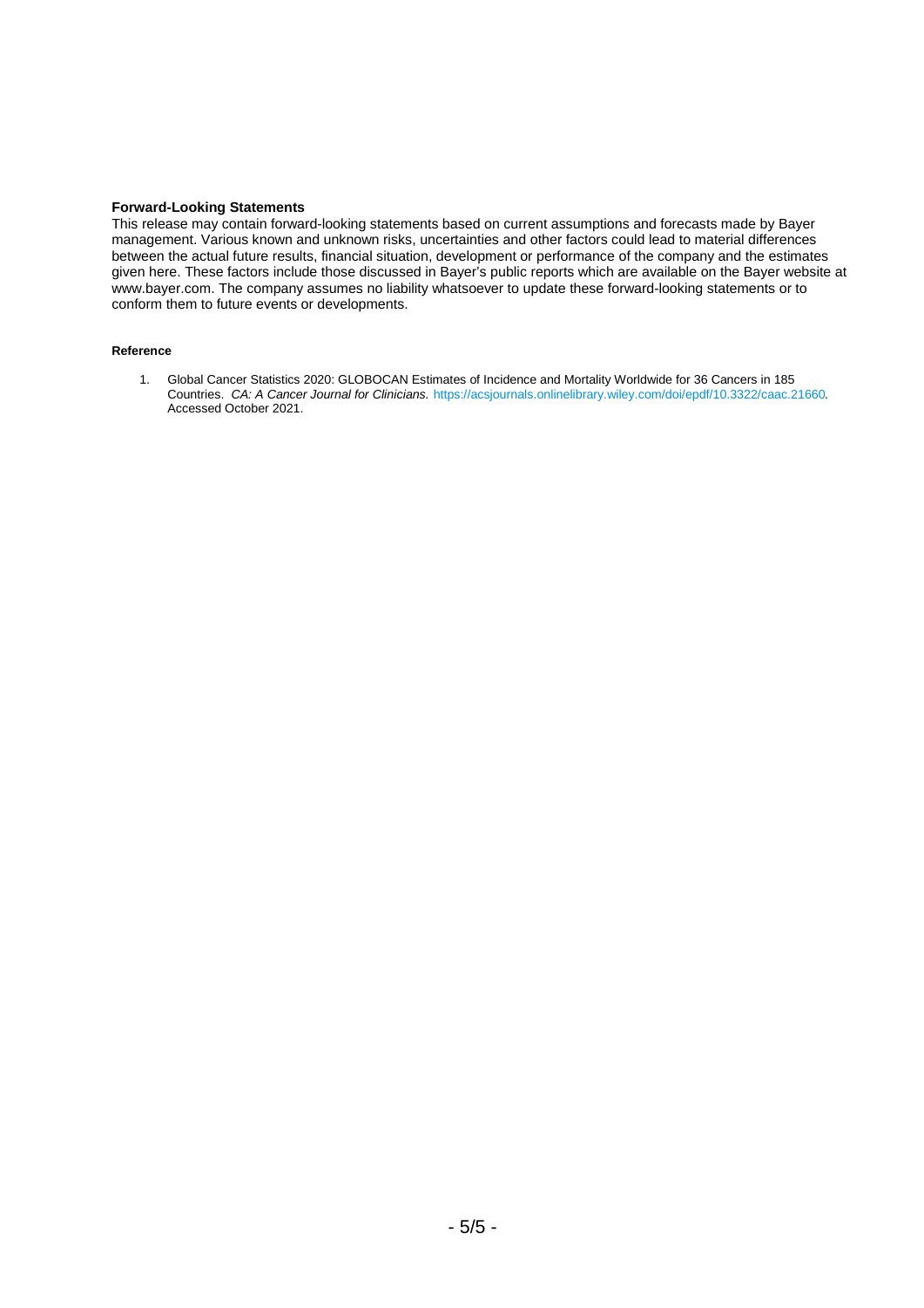**Forward-Looking Statements**

This release may contain forward-looking statements based on current assumptions and forecasts made by Bayer management. Various known and unknown risks, uncertainties and other factors could lead to material differences between the actual future results, financial situation, development or performance of the company and the estimates given here. These factors include those discussed in Bayer's public reports which are available on the Bayer website at www.bayer.com. The company assumes no liability whatsoever to update these forward-looking statements or to conform them to future events or developments.

**Reference**

1. Global Cancer Statistics 2020: GLOBOCAN Estimates of Incidence and Mortality Worldwide for 36 Cancers in 185 Countries. *CA: A Cancer Journal for Clinicians.* https://acsjournals.onlinelibrary.wiley.com/doi/epdf/10.3322/caac.21660. Accessed October 2021.